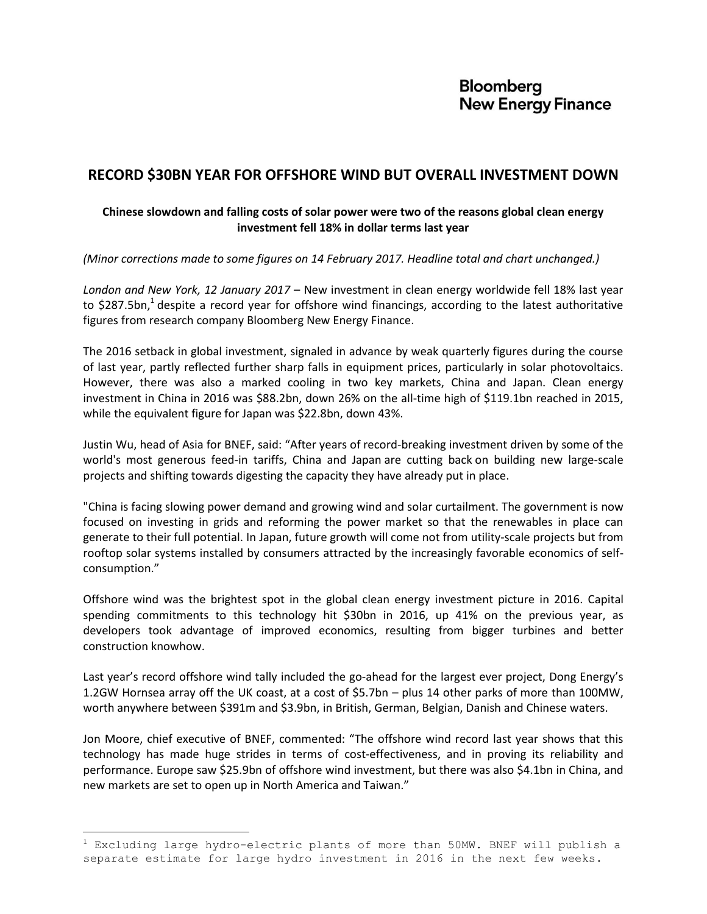Bloomberg
New Energy Finance

# RECORD $30BN YEAR FOR OFFSHORE WIND BUT OVERALL INVESTMENT DOWN

**Chinese slowdown and falling costs of solar power were two of the reasons global clean energy investment fell 18% in dollar terms last year**

*(Minor corrections made to some figures on 14 February 2017. Headline total and chart unchanged.)*

*London and New York, 12 January 2017* – New investment in clean energy worldwide fell 18% last year to $287.5bn,[1] despite a record year for offshore wind financings, according to the latest authoritative figures from research company Bloomberg New Energy Finance.

The 2016 setback in global investment, signaled in advance by weak quarterly figures during the course of last year, partly reflected further sharp falls in equipment prices, particularly in solar photovoltaics. However, there was also a marked cooling in two key markets, China and Japan. Clean energy investment in China in 2016 was $88.2bn, down 26% on the all-time high of $119.1bn reached in 2015, while the equivalent figure for Japan was $22.8bn, down 43%.

Justin Wu, head of Asia for BNEF, said: "After years of record-breaking investment driven by some of the world's most generous feed-in tariffs, China and Japan are cutting back on building new large-scale projects and shifting towards digesting the capacity they have already put in place.

"China is facing slowing power demand and growing wind and solar curtailment. The government is now focused on investing in grids and reforming the power market so that the renewables in place can generate to their full potential. In Japan, future growth will come not from utility-scale projects but from rooftop solar systems installed by consumers attracted by the increasingly favorable economics of self-consumption."

Offshore wind was the brightest spot in the global clean energy investment picture in 2016. Capital spending commitments to this technology hit $30bn in 2016, up 41% on the previous year, as developers took advantage of improved economics, resulting from bigger turbines and better construction knowhow.

Last year's record offshore wind tally included the go-ahead for the largest ever project, Dong Energy's 1.2GW Hornsea array off the UK coast, at a cost of $5.7bn – plus 14 other parks of more than 100MW, worth anywhere between $391m and $3.9bn, in British, German, Belgian, Danish and Chinese waters.

Jon Moore, chief executive of BNEF, commented: "The offshore wind record last year shows that this technology has made huge strides in terms of cost-effectiveness, and in proving its reliability and performance. Europe saw $25.9bn of offshore wind investment, but there was also $4.1bn in China, and new markets are set to open up in North America and Taiwan."

---

[1] Excluding large hydro-electric plants of more than 50MW. BNEF will publish a separate estimate for large hydro investment in 2016 in the next few weeks.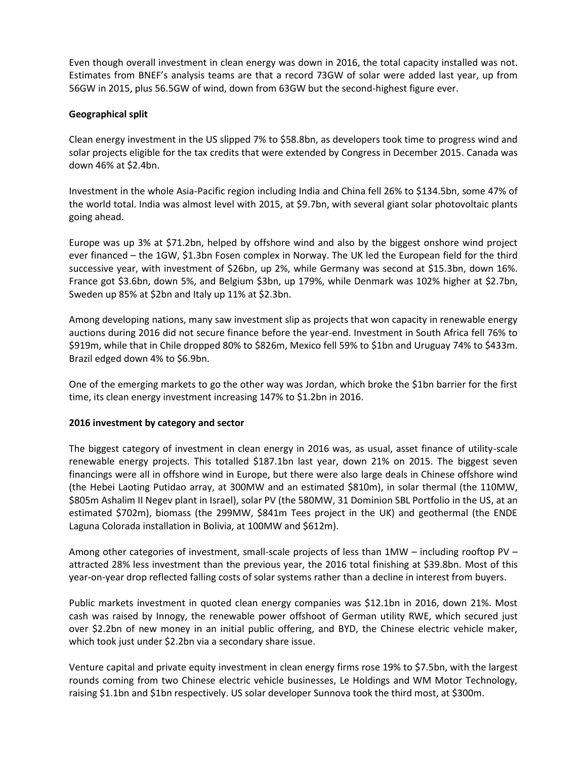Even though overall investment in clean energy was down in 2016, the total capacity installed was not. Estimates from BNEF's analysis teams are that a record 73GW of solar were added last year, up from 56GW in 2015, plus 56.5GW of wind, down from 63GW but the second-highest figure ever.

**Geographical split**

Clean energy investment in the US slipped 7% to $58.8bn, as developers took time to progress wind and solar projects eligible for the tax credits that were extended by Congress in December 2015. Canada was down 46% at $2.4bn.

Investment in the whole Asia-Pacific region including India and China fell 26% to $134.5bn, some 47% of the world total. India was almost level with 2015, at $9.7bn, with several giant solar photovoltaic plants going ahead.

Europe was up 3% at $71.2bn, helped by offshore wind and also by the biggest onshore wind project ever financed – the 1GW, $1.3bn Fosen complex in Norway. The UK led the European field for the third successive year, with investment of $26bn, up 2%, while Germany was second at $15.3bn, down 16%. France got $3.6bn, down 5%, and Belgium $3bn, up 179%, while Denmark was 102% higher at $2.7bn, Sweden up 85% at $2bn and Italy up 11% at $2.3bn.

Among developing nations, many saw investment slip as projects that won capacity in renewable energy auctions during 2016 did not secure finance before the year-end. Investment in South Africa fell 76% to $919m, while that in Chile dropped 80% to $826m, Mexico fell 59% to $1bn and Uruguay 74% to $433m. Brazil edged down 4% to $6.9bn.

One of the emerging markets to go the other way was Jordan, which broke the $1bn barrier for the first time, its clean energy investment increasing 147% to $1.2bn in 2016.

**2016 investment by category and sector**

The biggest category of investment in clean energy in 2016 was, as usual, asset finance of utility-scale renewable energy projects. This totalled $187.1bn last year, down 21% on 2015. The biggest seven financings were all in offshore wind in Europe, but there were also large deals in Chinese offshore wind (the Hebei Laoting Putidao array, at 300MW and an estimated $810m), in solar thermal (the 110MW, $805m Ashalim II Negev plant in Israel), solar PV (the 580MW, 31 Dominion SBL Portfolio in the US, at an estimated $702m), biomass (the 299MW, $841m Tees project in the UK) and geothermal (the ENDE Laguna Colorada installation in Bolivia, at 100MW and $612m).

Among other categories of investment, small-scale projects of less than 1MW – including rooftop PV – attracted 28% less investment than the previous year, the 2016 total finishing at $39.8bn. Most of this year-on-year drop reflected falling costs of solar systems rather than a decline in interest from buyers.

Public markets investment in quoted clean energy companies was $12.1bn in 2016, down 21%. Most cash was raised by Innogy, the renewable power offshoot of German utility RWE, which secured just over $2.2bn of new money in an initial public offering, and BYD, the Chinese electric vehicle maker, which took just under $2.2bn via a secondary share issue.

Venture capital and private equity investment in clean energy firms rose 19% to $7.5bn, with the largest rounds coming from two Chinese electric vehicle businesses, Le Holdings and WM Motor Technology, raising $1.1bn and $1bn respectively. US solar developer Sunnova took the third most, at $300m.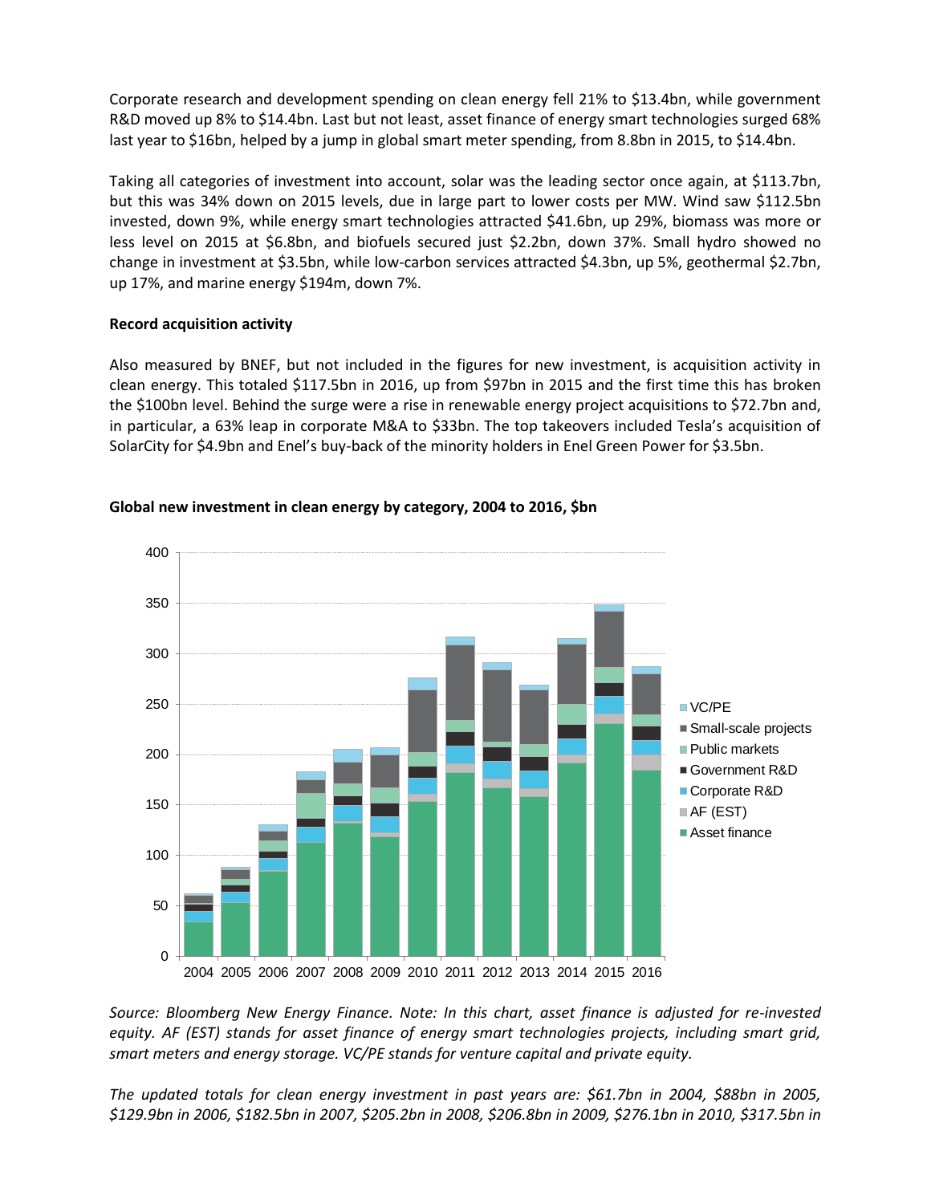Corporate research and development spending on clean energy fell 21% to $13.4bn, while government R&D moved up 8% to $14.4bn. Last but not least, asset finance of energy smart technologies surged 68% last year to $16bn, helped by a jump in global smart meter spending, from 8.8bn in 2015, to $14.4bn.

Taking all categories of investment into account, solar was the leading sector once again, at $113.7bn, but this was 34% down on 2015 levels, due in large part to lower costs per MW. Wind saw $112.5bn invested, down 9%, while energy smart technologies attracted $41.6bn, up 29%, biomass was more or less level on 2015 at $6.8bn, and biofuels secured just $2.2bn, down 37%. Small hydro showed no change in investment at $3.5bn, while low-carbon services attracted $4.3bn, up 5%, geothermal $2.7bn, up 17%, and marine energy $194m, down 7%.

**Record acquisition activity**

Also measured by BNEF, but not included in the figures for new investment, is acquisition activity in clean energy. This totaled $117.5bn in 2016, up from $97bn in 2015 and the first time this has broken the $100bn level. Behind the surge were a rise in renewable energy project acquisitions to $72.7bn and, in particular, a 63% leap in corporate M&A to $33bn. The top takeovers included Tesla's acquisition of SolarCity for $4.9bn and Enel's buy-back of the minority holders in Enel Green Power for $3.5bn.

**Global new investment in clean energy by category, 2004 to 2016, $bn**

*Source: Bloomberg New Energy Finance. Note: In this chart, asset finance is adjusted for re-invested equity. AF (EST) stands for asset finance of energy smart technologies projects, including smart grid, smart meters and energy storage. VC/PE stands for venture capital and private equity.*

*The updated totals for clean energy investment in past years are: $61.7bn in 2004, $88bn in 2005, $129.9bn in 2006, $182.5bn in 2007, $205.2bn in 2008, $206.8bn in 2009, $276.1bn in 2010, $317.5bn in*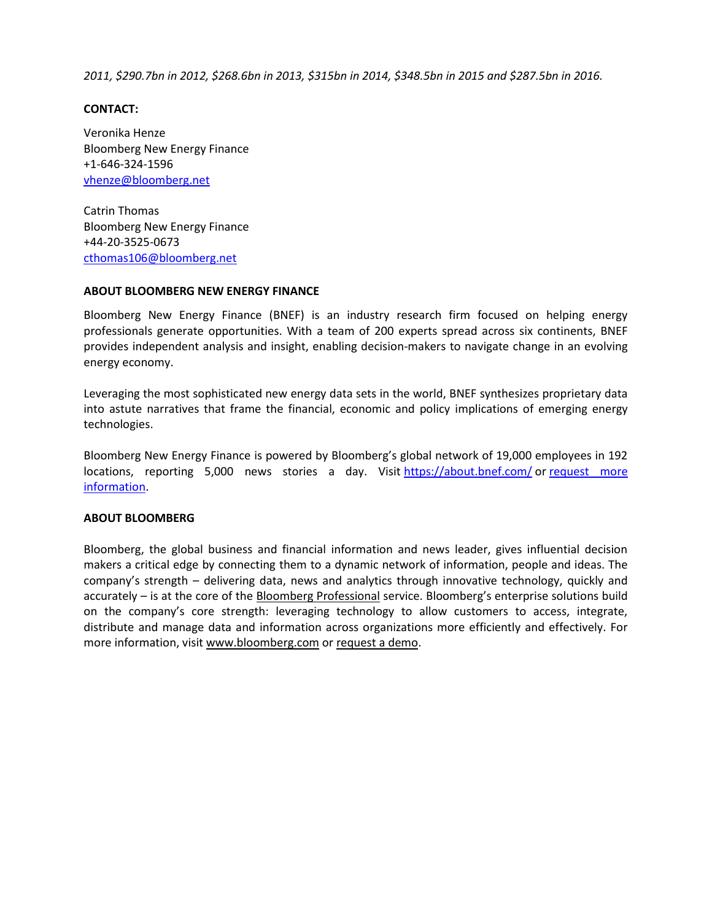*2011, $290.7bn in 2012, $268.6bn in 2013, $315bn in 2014, $348.5bn in 2015 and $287.5bn in 2016.*

**CONTACT:**

Veronika Henze
Bloomberg New Energy Finance
+1-646-324-1596
vhenze@bloomberg.net

Catrin Thomas
Bloomberg New Energy Finance
+44-20-3525-0673
cthomas106@bloomberg.net

**ABOUT BLOOMBERG NEW ENERGY FINANCE**

Bloomberg New Energy Finance (BNEF) is an industry research firm focused on helping energy professionals generate opportunities. With a team of 200 experts spread across six continents, BNEF provides independent analysis and insight, enabling decision-makers to navigate change in an evolving energy economy.

Leveraging the most sophisticated new energy data sets in the world, BNEF synthesizes proprietary data into astute narratives that frame the financial, economic and policy implications of emerging energy technologies.

Bloomberg New Energy Finance is powered by Bloomberg's global network of 19,000 employees in 192 locations, reporting 5,000 news stories a day. Visit https://about.bnef.com/ or request more information.

**ABOUT BLOOMBERG**

Bloomberg, the global business and financial information and news leader, gives influential decision makers a critical edge by connecting them to a dynamic network of information, people and ideas. The company's strength – delivering data, news and analytics through innovative technology, quickly and accurately – is at the core of the Bloomberg Professional service. Bloomberg's enterprise solutions build on the company's core strength: leveraging technology to allow customers to access, integrate, distribute and manage data and information across organizations more efficiently and effectively. For more information, visit www.bloomberg.com or request a demo.